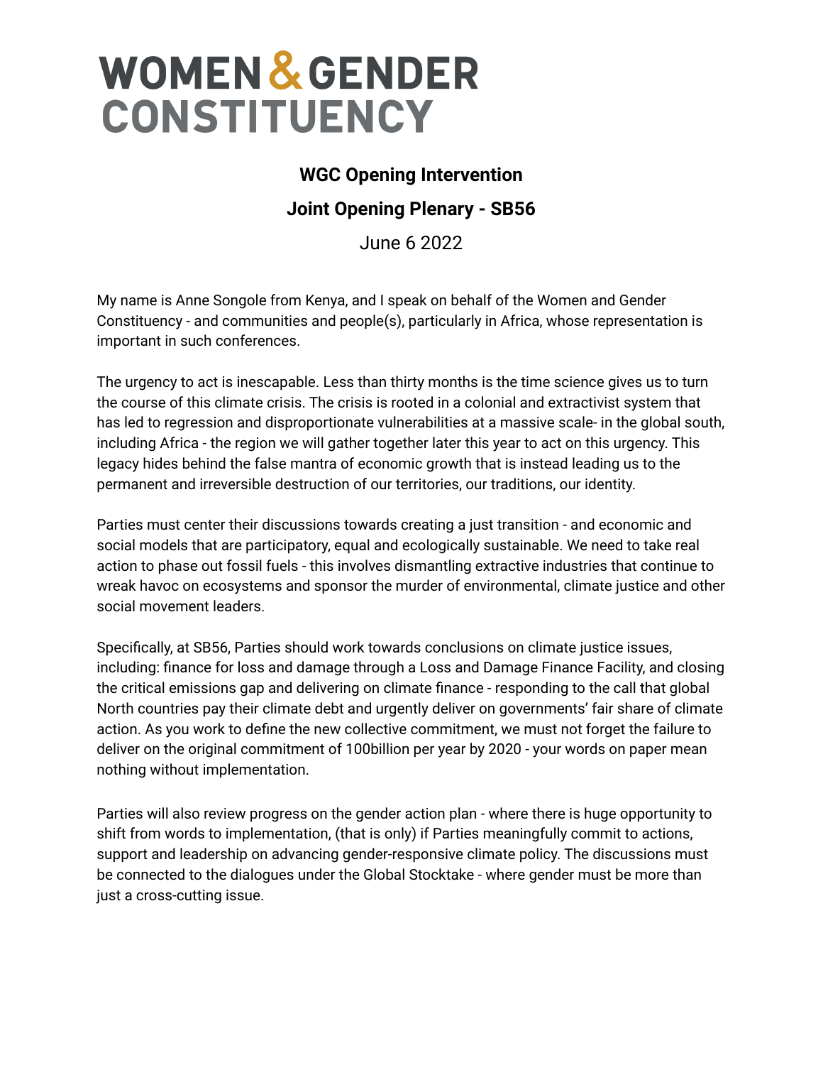# WOMEN & GENDER CONSTITUENCY

## WGC Opening Intervention

## Joint Opening Plenary - SB56

June 6 2022

My name is Anne Songole from Kenya, and I speak on behalf of the Women and Gender Constituency - and communities and people(s), particularly in Africa, whose representation is important in such conferences.

The urgency to act is inescapable. Less than thirty months is the time science gives us to turn the course of this climate crisis. The crisis is rooted in a colonial and extractivist system that has led to regression and disproportionate vulnerabilities at a massive scale- in the global south, including Africa - the region we will gather together later this year to act on this urgency. This legacy hides behind the false mantra of economic growth that is instead leading us to the permanent and irreversible destruction of our territories, our traditions, our identity.

Parties must center their discussions towards creating a just transition - and economic and social models that are participatory, equal and ecologically sustainable. We need to take real action to phase out fossil fuels - this involves dismantling extractive industries that continue to wreak havoc on ecosystems and sponsor the murder of environmental, climate justice and other social movement leaders.

Specifically, at SB56, Parties should work towards conclusions on climate justice issues, including: finance for loss and damage through a Loss and Damage Finance Facility, and closing the critical emissions gap and delivering on climate finance - responding to the call that global North countries pay their climate debt and urgently deliver on governments' fair share of climate action. As you work to define the new collective commitment, we must not forget the failure to deliver on the original commitment of 100billion per year by 2020 - your words on paper mean nothing without implementation.

Parties will also review progress on the gender action plan - where there is huge opportunity to shift from words to implementation, (that is only) if Parties meaningfully commit to actions, support and leadership on advancing gender-responsive climate policy. The discussions must be connected to the dialogues under the Global Stocktake - where gender must be more than just a cross-cutting issue.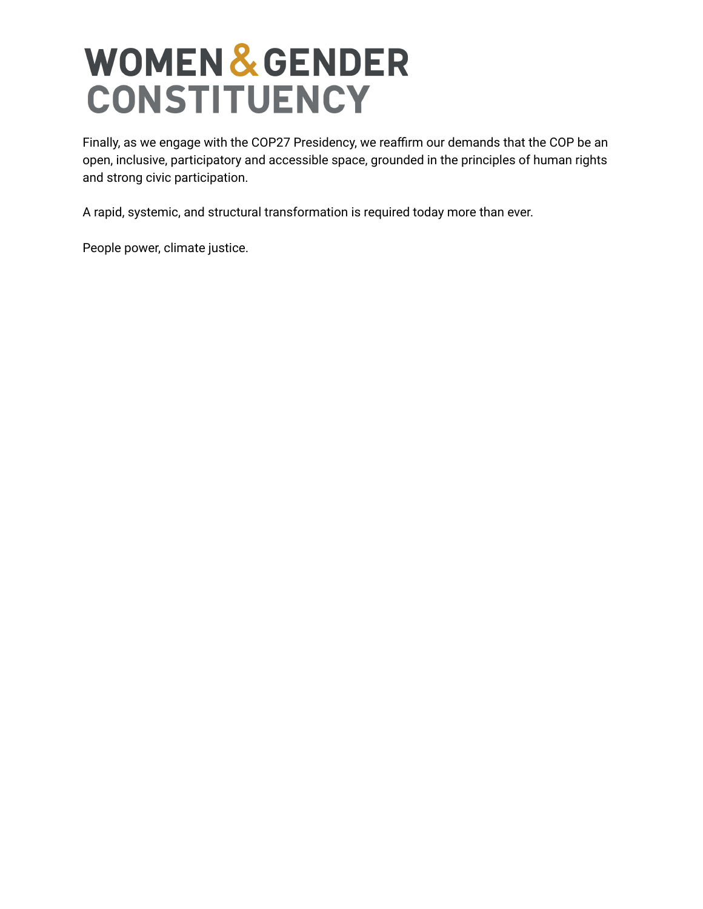# WOMEN & GENDER CONSTITUENCY

Finally, as we engage with the COP27 Presidency, we reaffirm our demands that the COP be an open, inclusive, participatory and accessible space, grounded in the principles of human rights and strong civic participation.

A rapid, systemic, and structural transformation is required today more than ever.

People power, climate justice.